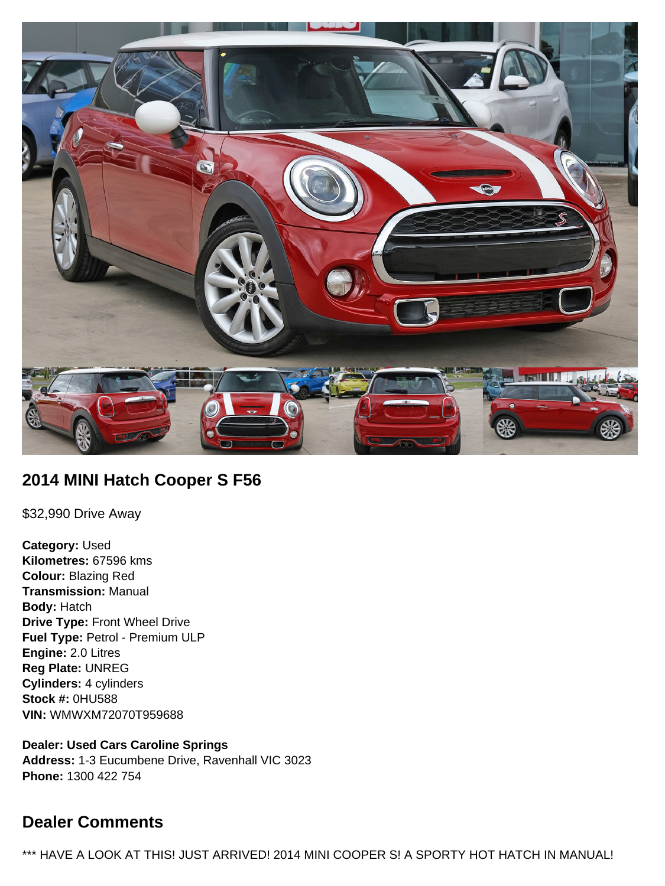## 2014 MINI Hatch Cooper S F56

$32,990 Drive Away

**Category:** Used
**Kilometres:** 67596 kms
**Colour:** Blazing Red
**Transmission:** Manual
**Body:** Hatch
**Drive Type:** Front Wheel Drive
**Fuel Type:** Petrol - Premium ULP
**Engine:** 2.0 Litres
**Reg Plate:** UNREG
**Cylinders:** 4 cylinders
**Stock #:** 0HU588
**VIN:** WMWXM72070T959688

**Dealer: Used Cars Caroline Springs**
**Address:** 1-3 Eucumbene Drive, Ravenhall VIC 3023
**Phone:** 1300 422 754

## Dealer Comments

*** HAVE A LOOK AT THIS! JUST ARRIVED! 2014 MINI COOPER S! A SPORTY HOT HATCH IN MANUAL!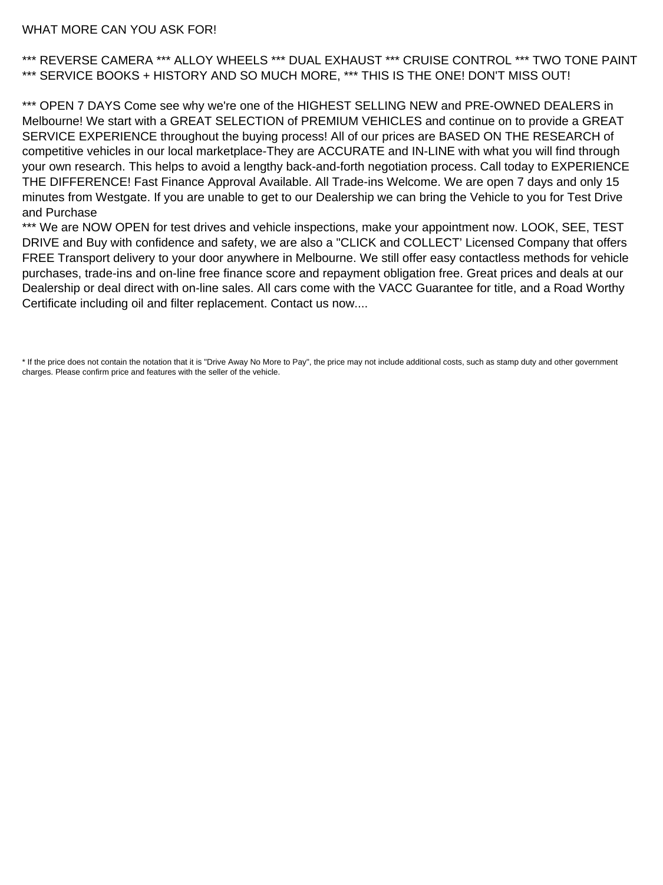WHAT MORE CAN YOU ASK FOR!

*** REVERSE CAMERA *** ALLOY WHEELS *** DUAL EXHAUST *** CRUISE CONTROL *** TWO TONE PAINT *** SERVICE BOOKS + HISTORY AND SO MUCH MORE, *** THIS IS THE ONE! DON'T MISS OUT!

*** OPEN 7 DAYS Come see why we're one of the HIGHEST SELLING NEW and PRE-OWNED DEALERS in Melbourne! We start with a GREAT SELECTION of PREMIUM VEHICLES and continue on to provide a GREAT SERVICE EXPERIENCE throughout the buying process! All of our prices are BASED ON THE RESEARCH of competitive vehicles in our local marketplace-They are ACCURATE and IN-LINE with what you will find through your own research. This helps to avoid a lengthy back-and-forth negotiation process. Call today to EXPERIENCE THE DIFFERENCE! Fast Finance Approval Available. All Trade-ins Welcome. We are open 7 days and only 15 minutes from Westgate. If you are unable to get to our Dealership we can bring the Vehicle to you for Test Drive and Purchase
*** We are NOW OPEN for test drives and vehicle inspections, make your appointment now. LOOK, SEE, TEST DRIVE and Buy with confidence and safety, we are also a "CLICK and COLLECT' Licensed Company that offers FREE Transport delivery to your door anywhere in Melbourne. We still offer easy contactless methods for vehicle purchases, trade-ins and on-line free finance score and repayment obligation free. Great prices and deals at our Dealership or deal direct with on-line sales. All cars come with the VACC Guarantee for title, and a Road Worthy Certificate including oil and filter replacement. Contact us now....

* If the price does not contain the notation that it is "Drive Away No More to Pay", the price may not include additional costs, such as stamp duty and other government charges. Please confirm price and features with the seller of the vehicle.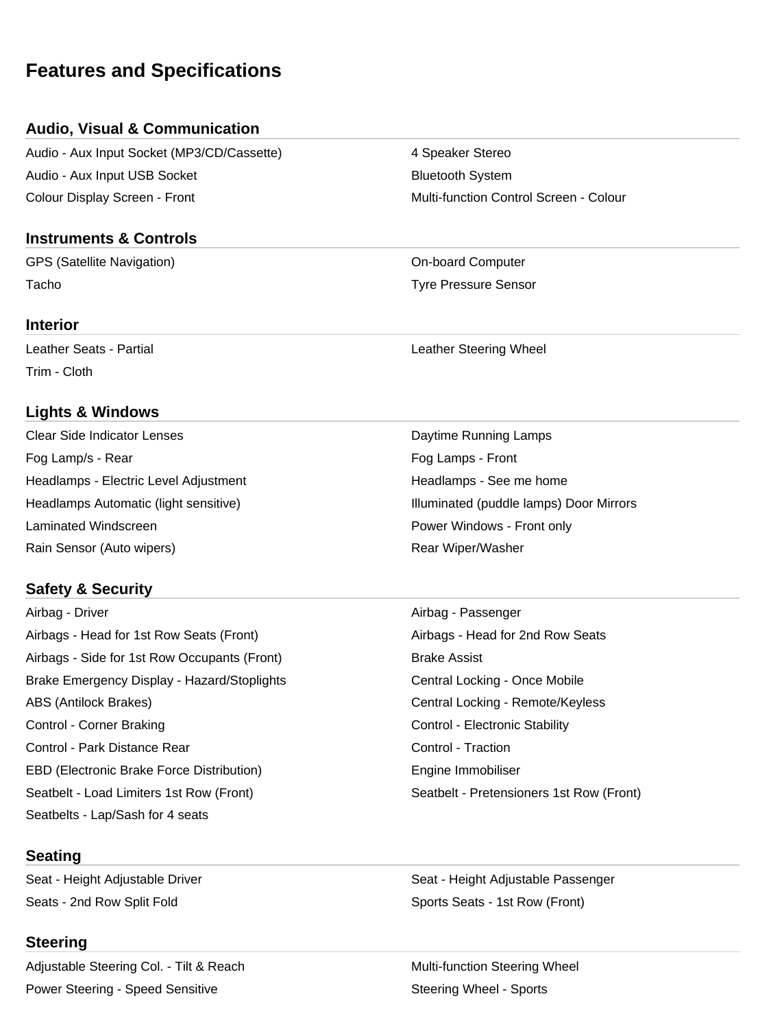# Features and Specifications

## Audio, Visual & Communication

- Audio - Aux Input Socket (MP3/CD/Cassette)
- 4 Speaker Stereo
- Audio - Aux Input USB Socket
- Bluetooth System
- Colour Display Screen - Front
- Multi-function Control Screen - Colour

## Instruments & Controls

- GPS (Satellite Navigation)
- On-board Computer
- Tacho
- Tyre Pressure Sensor

## Interior

- Leather Seats - Partial
- Leather Steering Wheel
- Trim - Cloth

## Lights & Windows

- Clear Side Indicator Lenses
- Daytime Running Lamps
- Fog Lamp/s - Rear
- Fog Lamps - Front
- Headlamps - Electric Level Adjustment
- Headlamps - See me home
- Headlamps Automatic (light sensitive)
- Illuminated (puddle lamps) Door Mirrors
- Laminated Windscreen
- Power Windows - Front only
- Rain Sensor (Auto wipers)
- Rear Wiper/Washer

## Safety & Security

- Airbag - Driver
- Airbag - Passenger
- Airbags - Head for 1st Row Seats (Front)
- Airbags - Head for 2nd Row Seats
- Airbags - Side for 1st Row Occupants (Front)
- Brake Assist
- Brake Emergency Display - Hazard/Stoplights
- Central Locking - Once Mobile
- ABS (Antilock Brakes)
- Central Locking - Remote/Keyless
- Control - Corner Braking
- Control - Electronic Stability
- Control - Park Distance Rear
- Control - Traction
- EBD (Electronic Brake Force Distribution)
- Engine Immobiliser
- Seatbelt - Load Limiters 1st Row (Front)
- Seatbelt - Pretensioners 1st Row (Front)
- Seatbelts - Lap/Sash for 4 seats

## Seating

- Seat - Height Adjustable Driver
- Seat - Height Adjustable Passenger
- Seats - 2nd Row Split Fold
- Sports Seats - 1st Row (Front)

## Steering

- Adjustable Steering Col. - Tilt & Reach
- Multi-function Steering Wheel
- Power Steering - Speed Sensitive
- Steering Wheel - Sports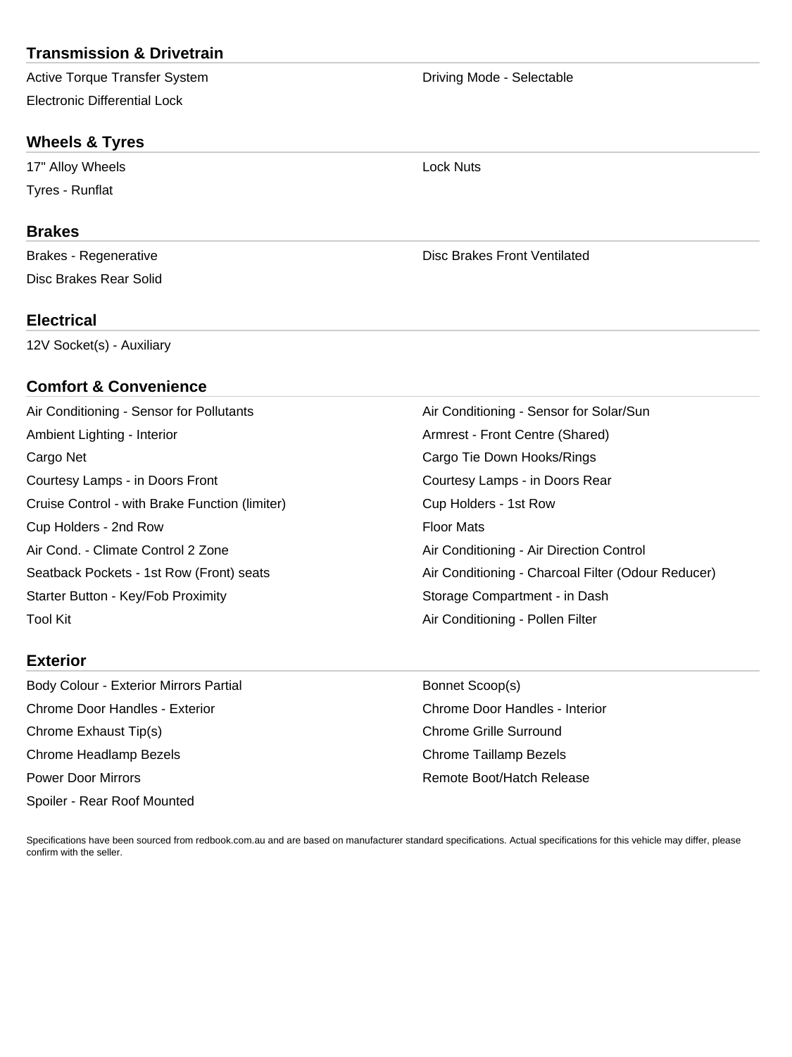## Transmission & Drivetrain

- Active Torque Transfer System
- Driving Mode - Selectable
- Electronic Differential Lock

## Wheels & Tyres

- 17" Alloy Wheels
- Lock Nuts
- Tyres - Runflat

## Brakes

- Brakes - Regenerative
- Disc Brakes Front Ventilated
- Disc Brakes Rear Solid

## Electrical

- 12V Socket(s) - Auxiliary

## Comfort & Convenience

- Air Conditioning - Sensor for Pollutants
- Air Conditioning - Sensor for Solar/Sun
- Ambient Lighting - Interior
- Armrest - Front Centre (Shared)
- Cargo Net
- Cargo Tie Down Hooks/Rings
- Courtesy Lamps - in Doors Front
- Courtesy Lamps - in Doors Rear
- Cruise Control - with Brake Function (limiter)
- Cup Holders - 1st Row
- Cup Holders - 2nd Row
- Floor Mats
- Air Cond. - Climate Control 2 Zone
- Air Conditioning - Air Direction Control
- Seatback Pockets - 1st Row (Front) seats
- Air Conditioning - Charcoal Filter (Odour Reducer)
- Starter Button - Key/Fob Proximity
- Storage Compartment - in Dash
- Tool Kit
- Air Conditioning - Pollen Filter

## Exterior

- Body Colour - Exterior Mirrors Partial
- Bonnet Scoop(s)
- Chrome Door Handles - Exterior
- Chrome Door Handles - Interior
- Chrome Exhaust Tip(s)
- Chrome Grille Surround
- Chrome Headlamp Bezels
- Chrome Taillamp Bezels
- Power Door Mirrors
- Remote Boot/Hatch Release
- Spoiler - Rear Roof Mounted

Specifications have been sourced from redbook.com.au and are based on manufacturer standard specifications. Actual specifications for this vehicle may differ, please confirm with the seller.